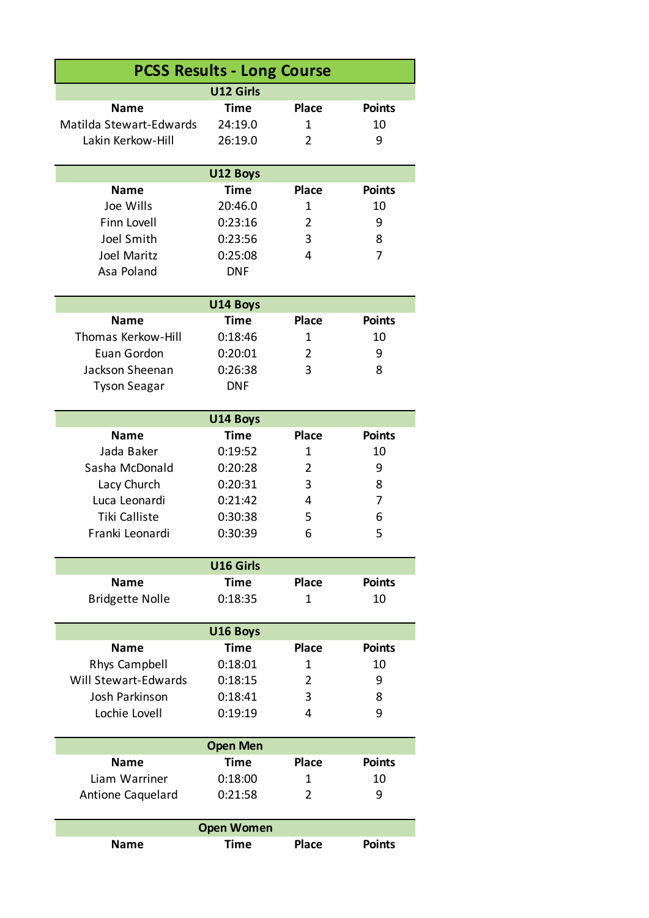# PCSS Results - Long Course

## U12 Girls

| Name | Time | Place | Points |
|---|---|---|---|
| Matilda Stewart-Edwards | 24:19.0 | 1 | 10 |
| Lakin Kerkow-Hill | 26:19.0 | 2 | 9 |

## U12 Boys

| Name | Time | Place | Points |
|---|---|---|---|
| Joe Wills | 20:46.0 | 1 | 10 |
| Finn Lovell | 0:23:16 | 2 | 9 |
| Joel Smith | 0:23:56 | 3 | 8 |
| Joel Maritz | 0:25:08 | 4 | 7 |
| Asa Poland | DNF | | |

## U14 Boys

| Name | Time | Place | Points |
|---|---|---|---|
| Thomas Kerkow-Hill | 0:18:46 | 1 | 10 |
| Euan Gordon | 0:20:01 | 2 | 9 |
| Jackson Sheenan | 0:26:38 | 3 | 8 |
| Tyson Seagar | DNF | | |

## U14 Boys

| Name | Time | Place | Points |
|---|---|---|---|
| Jada Baker | 0:19:52 | 1 | 10 |
| Sasha McDonald | 0:20:28 | 2 | 9 |
| Lacy Church | 0:20:31 | 3 | 8 |
| Luca Leonardi | 0:21:42 | 4 | 7 |
| Tiki Calliste | 0:30:38 | 5 | 6 |
| Franki Leonardi | 0:30:39 | 6 | 5 |

## U16 Girls

| Name | Time | Place | Points |
|---|---|---|---|
| Bridgette Nolle | 0:18:35 | 1 | 10 |

## U16 Boys

| Name | Time | Place | Points |
|---|---|---|---|
| Rhys Campbell | 0:18:01 | 1 | 10 |
| Will Stewart-Edwards | 0:18:15 | 2 | 9 |
| Josh Parkinson | 0:18:41 | 3 | 8 |
| Lochie Lovell | 0:19:19 | 4 | 9 |

## Open Men

| Name | Time | Place | Points |
|---|---|---|---|
| Liam Warriner | 0:18:00 | 1 | 10 |
| Antione Caquelard | 0:21:58 | 2 | 9 |

## Open Women

| Name | Time | Place | Points |
|---|---|---|---|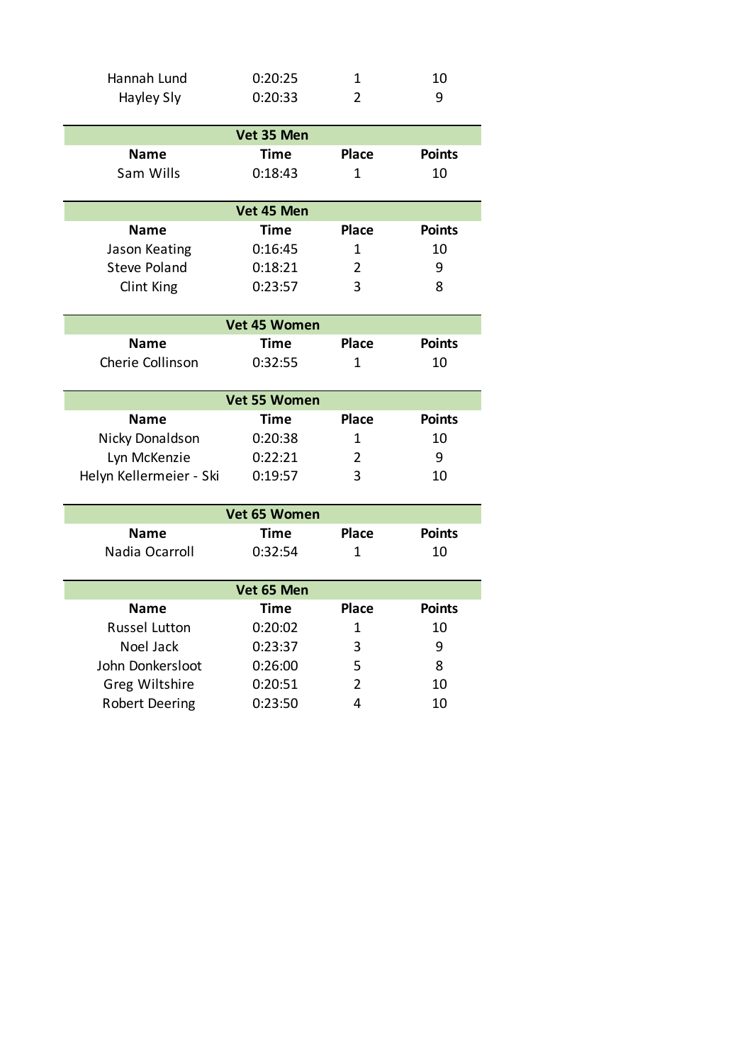| | | | |
|---|---|---|---|
| Hannah Lund | 0:20:25 | 1 | 10 |
| Hayley Sly | 0:20:33 | 2 | 9 |

| Vet 35 Men | | | |
|---|---|---|---|
| **Name** | **Time** | **Place** | **Points** |
| Sam Wills | 0:18:43 | 1 | 10 |

| Vet 45 Men | | | |
|---|---|---|---|
| **Name** | **Time** | **Place** | **Points** |
| Jason Keating | 0:16:45 | 1 | 10 |
| Steve Poland | 0:18:21 | 2 | 9 |
| Clint King | 0:23:57 | 3 | 8 |

| Vet 45 Women | | | |
|---|---|---|---|
| **Name** | **Time** | **Place** | **Points** |
| Cherie Collinson | 0:32:55 | 1 | 10 |

| Vet 55 Women | | | |
|---|---|---|---|
| **Name** | **Time** | **Place** | **Points** |
| Nicky Donaldson | 0:20:38 | 1 | 10 |
| Lyn McKenzie | 0:22:21 | 2 | 9 |
| Helyn Kellermeier - Ski | 0:19:57 | 3 | 10 |

| Vet 65 Women | | | |
|---|---|---|---|
| **Name** | **Time** | **Place** | **Points** |
| Nadia Ocarroll | 0:32:54 | 1 | 10 |

| Vet 65 Men | | | |
|---|---|---|---|
| **Name** | **Time** | **Place** | **Points** |
| Russel Lutton | 0:20:02 | 1 | 10 |
| Noel Jack | 0:23:37 | 3 | 9 |
| John Donkersloot | 0:26:00 | 5 | 8 |
| Greg Wiltshire | 0:20:51 | 2 | 10 |
| Robert Deering | 0:23:50 | 4 | 10 |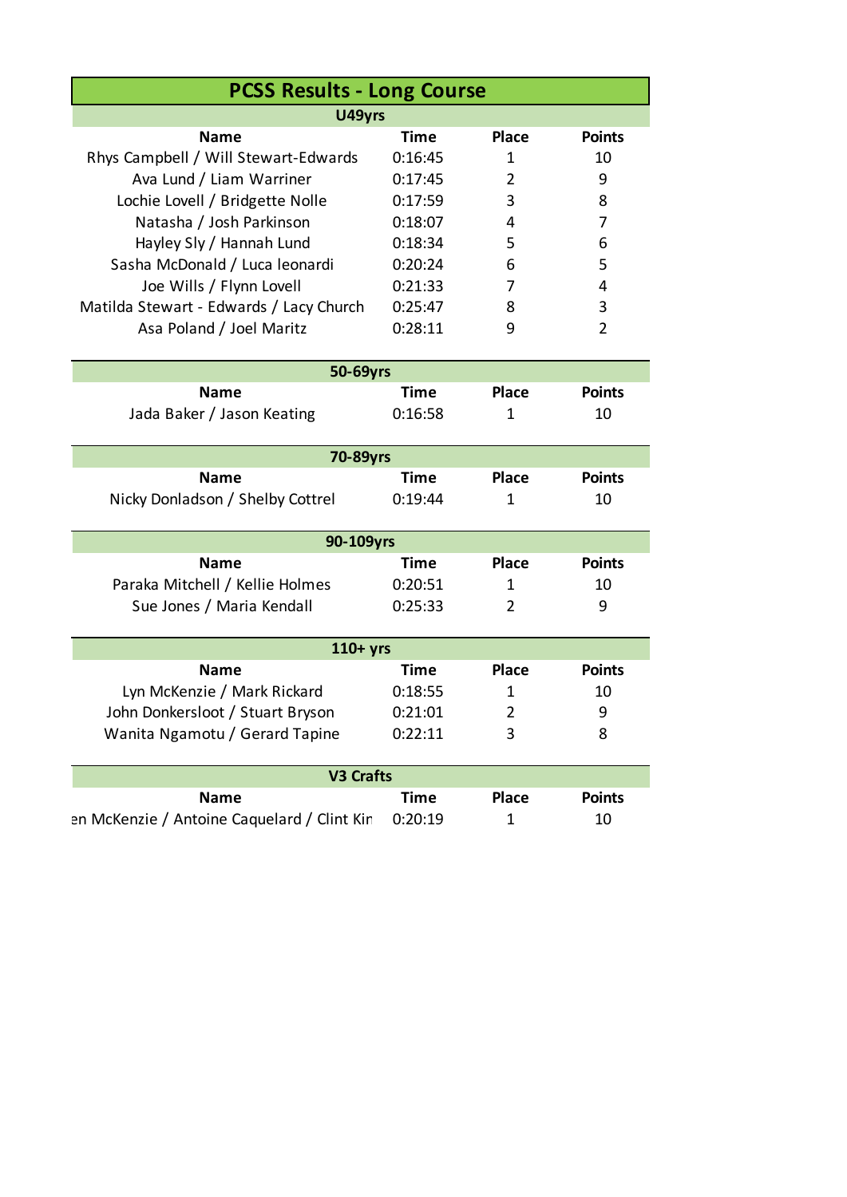# PCSS Results - Long Course

## U49yrs

| Name | Time | Place | Points |
|---|---|---|---|
| Rhys Campbell / Will Stewart-Edwards | 0:16:45 | 1 | 10 |
| Ava Lund / Liam Warriner | 0:17:45 | 2 | 9 |
| Lochie Lovell / Bridgette Nolle | 0:17:59 | 3 | 8 |
| Natasha / Josh Parkinson | 0:18:07 | 4 | 7 |
| Hayley Sly / Hannah Lund | 0:18:34 | 5 | 6 |
| Sasha McDonald / Luca leonardi | 0:20:24 | 6 | 5 |
| Joe Wills / Flynn Lovell | 0:21:33 | 7 | 4 |
| Matilda Stewart - Edwards / Lacy Church | 0:25:47 | 8 | 3 |
| Asa Poland / Joel Maritz | 0:28:11 | 9 | 2 |

## 50-69yrs

| Name | Time | Place | Points |
|---|---|---|---|
| Jada Baker / Jason Keating | 0:16:58 | 1 | 10 |

## 70-89yrs

| Name | Time | Place | Points |
|---|---|---|---|
| Nicky Donladson / Shelby Cottrel | 0:19:44 | 1 | 10 |

## 90-109yrs

| Name | Time | Place | Points |
|---|---|---|---|
| Paraka Mitchell / Kellie Holmes | 0:20:51 | 1 | 10 |
| Sue Jones / Maria Kendall | 0:25:33 | 2 | 9 |

## 110+ yrs

| Name | Time | Place | Points |
|---|---|---|---|
| Lyn McKenzie / Mark Rickard | 0:18:55 | 1 | 10 |
| John Donkersloot / Stuart Bryson | 0:21:01 | 2 | 9 |
| Wanita Ngamotu / Gerard Tapine | 0:22:11 | 3 | 8 |

## V3 Crafts

| Name | Time | Place | Points |
|---|---|---|---|
| en McKenzie / Antoine Caquelard / Clint Kin | 0:20:19 | 1 | 10 |